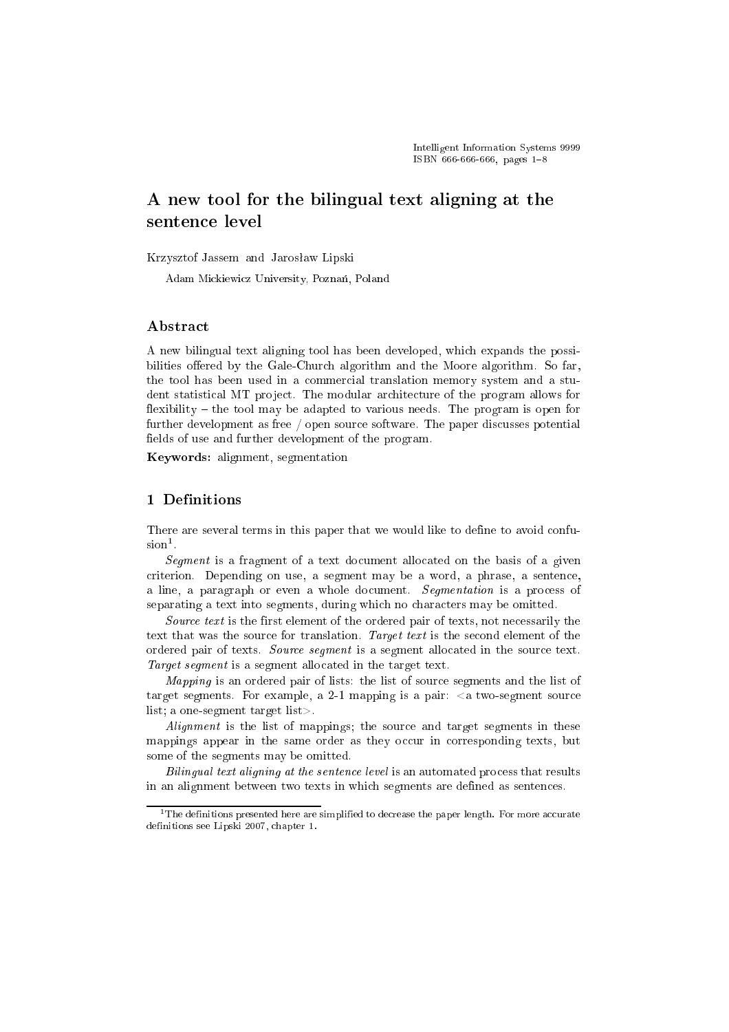# A new tool for the bilingual text aligning at the sentence level

Krzysztof Jassem and Jarosław Lipski

Adam Mickiewicz University, Poznań, Poland

## Abstract

A new bilingual text aligning tool has been developed, which expands the possibilities offered by the Gale-Church algorithm and the Moore algorithm. So far, the tool has been used in a commercial translation memory system and a student statistical MT project. The modular architecture of the program allows for flexibility – the tool may be adapted to various needs. The program is open for further development as free / open source software. The paper discusses potential fields of use and further development of the program.

**Keywords:** alignment, segmentation

## 1 Definitions

There are several terms in this paper that we would like to define to avoid confusion[1].

*Segment* is a fragment of a text document allocated on the basis of a given criterion. Depending on use, a segment may be a word, a phrase, a sentence, a line, a paragraph or even a whole document. *Segmentation* is a process of separating a text into segments, during which no characters may be omitted.

*Source text* is the first element of the ordered pair of texts, not necessarily the text that was the source for translation. *Target text* is the second element of the ordered pair of texts. *Source segment* is a segment allocated in the source text. *Target segment* is a segment allocated in the target text.

*Mapping* is an ordered pair of lists: the list of source segments and the list of target segments. For example, a 2-1 mapping is a pair: <a two-segment source list; a one-segment target list>.

*Alignment* is the list of mappings; the source and target segments in these mappings appear in the same order as they occur in corresponding texts, but some of the segments may be omitted.

*Bilingual text aligning at the sentence level* is an automated process that results in an alignment between two texts in which segments are defined as sentences.

[1] The definitions presented here are simplified to decrease the paper length. For more accurate definitions see Lipski 2007, chapter 1.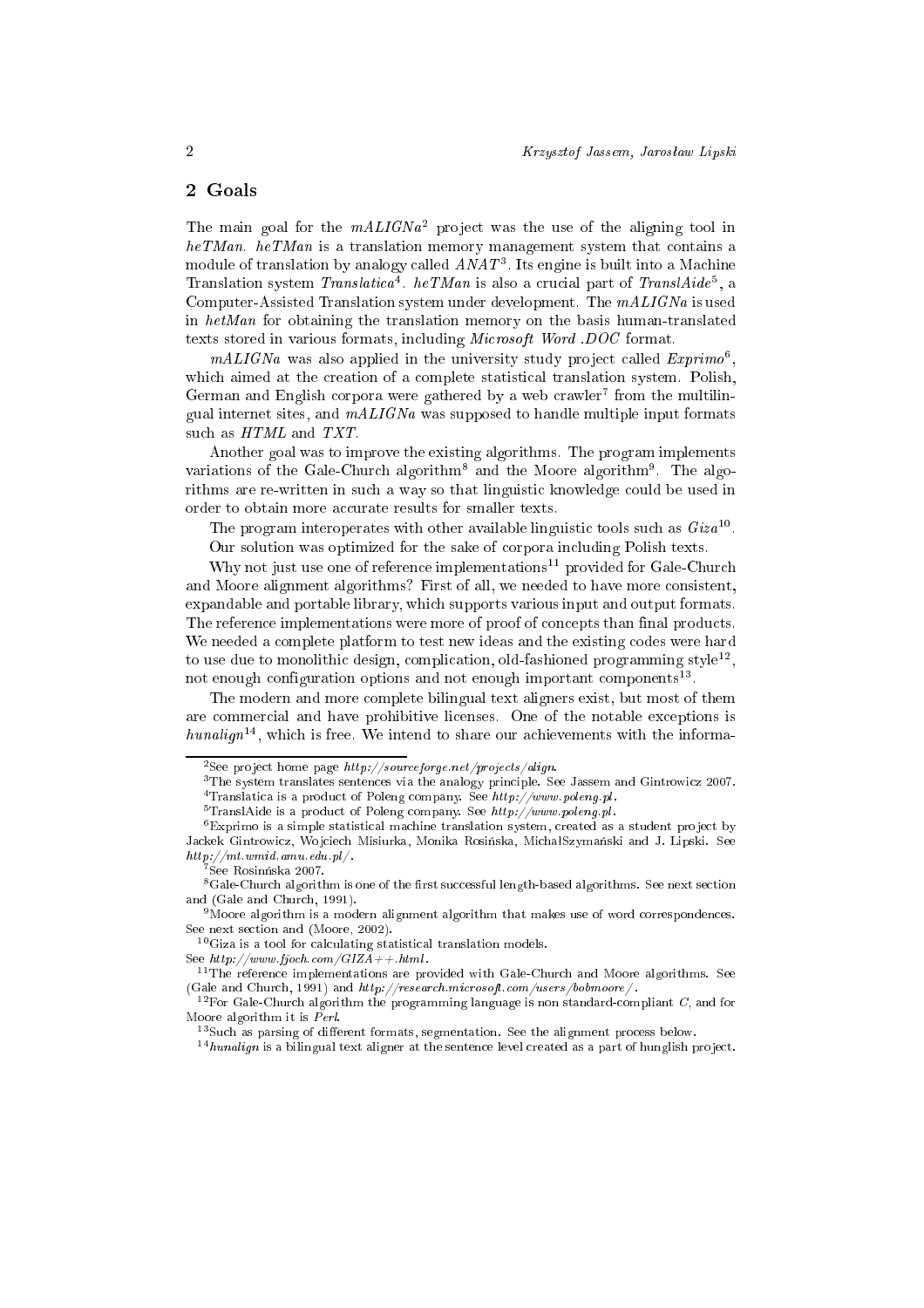## 2 Goals

The main goal for the *mALIGNa*[2] project was the use of the aligning tool in *heTMan*. *heTMan* is a translation memory management system that contains a module of translation by analogy called *ANAT*[3]. Its engine is built into a Machine Translation system *Translatica*[4]. *heTMan* is also a crucial part of *TranslAide*[5], a Computer-Assisted Translation system under development. The *mALIGNa* is used in *hetMan* for obtaining the translation memory on the basis human-translated texts stored in various formats, including *Microsoft Word .DOC* format.

*mALIGNa* was also applied in the university study project called *Exprimo*[6], which aimed at the creation of a complete statistical translation system. Polish, German and English corpora were gathered by a web crawler[7] from the multilingual internet sites, and *mALIGNa* was supposed to handle multiple input formats such as *HTML* and *TXT*.

Another goal was to improve the existing algorithms. The program implements variations of the Gale-Church algorithm[8] and the Moore algorithm[9]. The algorithms are re-written in such a way so that linguistic knowledge could be used in order to obtain more accurate results for smaller texts.

The program interoperates with other available linguistic tools such as *Giza*[10].

Our solution was optimized for the sake of corpora including Polish texts.

Why not just use one of reference implementations[11] provided for Gale-Church and Moore alignment algorithms? First of all, we needed to have more consistent, expandable and portable library, which supports various input and output formats. The reference implementations were more of proof of concepts than final products. We needed a complete platform to test new ideas and the existing codes were hard to use due to monolithic design, complication, old-fashioned programming style[12], not enough configuration options and not enough important components[13].

The modern and more complete bilingual text aligners exist, but most of them are commercial and have prohibitive licenses. One of the notable exceptions is *hunalign*[14], which is free. We intend to share our achievements with the informa-

---

[2] See project home page *http://sourceforge.net/projects/align*.

[3] The system translates sentences via the analogy principle. See Jassem and Gintrowicz 2007.

[4] Translatica is a product of Poleng company. See *http://www.poleng.pl*.

[5] TranslAide is a product of Poleng company. See *http://www.poleng.pl*.

[6] Exprimo is a simple statistical machine translation system, created as a student project by Jackek Gintrowicz, Wojciech Misiurka, Monika Rosińska, MichalSzymański and J. Lipski. See *http://mt.wmid.amu.edu.pl/*.

[7] See Rosinńska 2007.

[8] Gale-Church algorithm is one of the first successful length-based algorithms. See next section and (Gale and Church, 1991).

[9] Moore algorithm is a modern alignment algorithm that makes use of word correspondences. See next section and (Moore, 2002).

[10] Giza is a tool for calculating statistical translation models. See *http://www.fjoch.com/GIZA++.html*.

[11] The reference implementations are provided with Gale-Church and Moore algorithms. See (Gale and Church, 1991) and *http://research.microsoft.com/users/bobmoore/*.

[12] For Gale-Church algorithm the programming language is non standard-compliant *C*, and for Moore algorithm it is *Perl*.

[13] Such as parsing of different formats, segmentation. See the alignment process below.

[14] *hunalign* is a bilingual text aligner at the sentence level created as a part of hunglish project.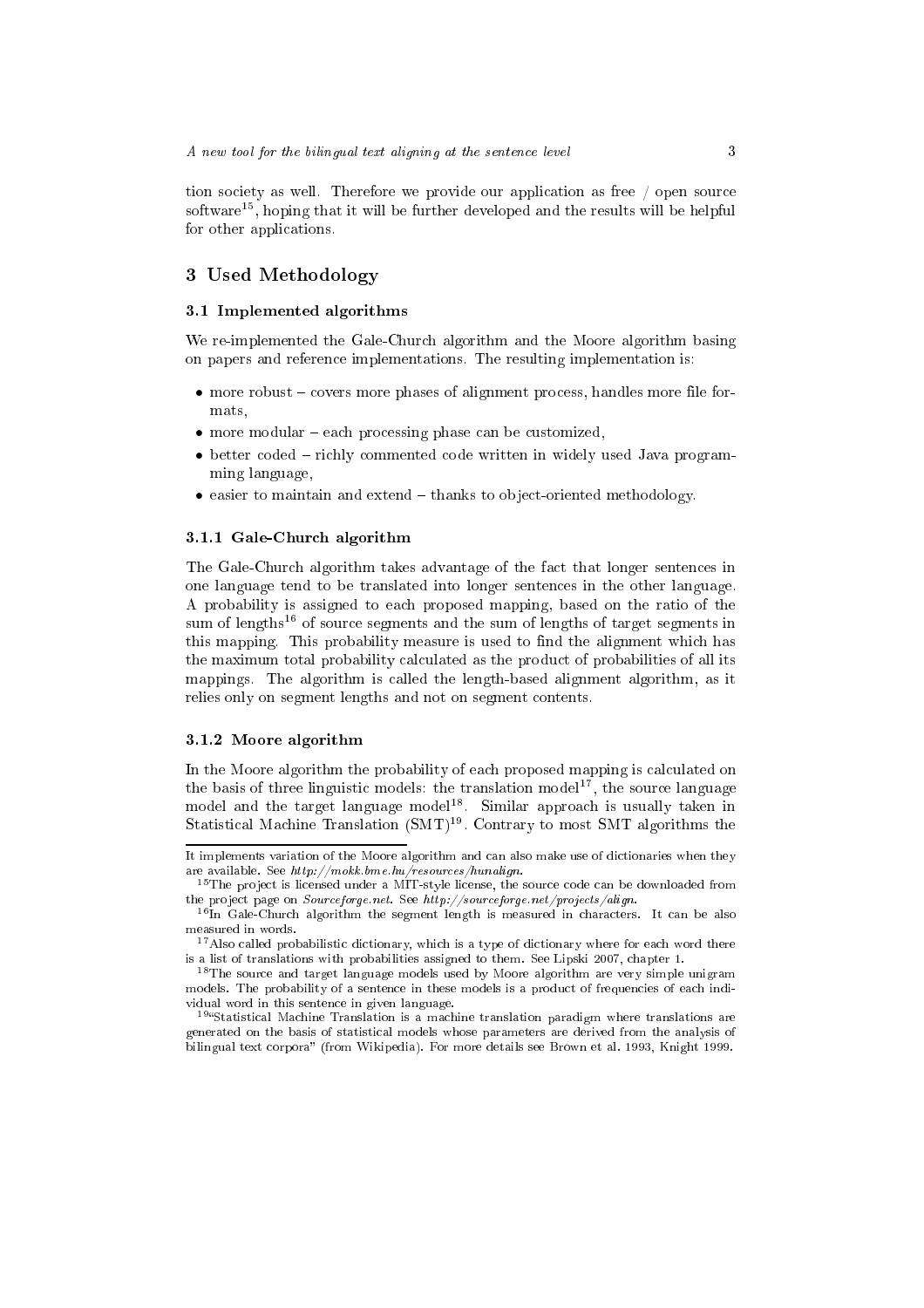tion society as well. Therefore we provide our application as free / open source software[15], hoping that it will be further developed and the results will be helpful for other applications.

## 3 Used Methodology

### 3.1 Implemented algorithms

We re-implemented the Gale-Church algorithm and the Moore algorithm basing on papers and reference implementations. The resulting implementation is:

- more robust – covers more phases of alignment process, handles more file formats,
- more modular – each processing phase can be customized,
- better coded – richly commented code written in widely used Java programming language,
- easier to maintain and extend – thanks to object-oriented methodology.

#### 3.1.1 Gale-Church algorithm

The Gale-Church algorithm takes advantage of the fact that longer sentences in one language tend to be translated into longer sentences in the other language. A probability is assigned to each proposed mapping, based on the ratio of the sum of lengths[16] of source segments and the sum of lengths of target segments in this mapping. This probability measure is used to find the alignment which has the maximum total probability calculated as the product of probabilities of all its mappings. The algorithm is called the length-based alignment algorithm, as it relies only on segment lengths and not on segment contents.

#### 3.1.2 Moore algorithm

In the Moore algorithm the probability of each proposed mapping is calculated on the basis of three linguistic models: the translation model[17], the source language model and the target language model[18]. Similar approach is usually taken in Statistical Machine Translation (SMT)[19]. Contrary to most SMT algorithms the

---

It implements variation of the Moore algorithm and can also make use of dictionaries when they are available. See *http://mokk.bme.hu/resources/hunalign*.

[15] The project is licensed under a MIT-style license, the source code can be downloaded from the project page on *Sourceforge.net*. See *http://sourceforge.net/projects/align*.

[16] In Gale-Church algorithm the segment length is measured in characters. It can be also measured in words.

[17] Also called probabilistic dictionary, which is a type of dictionary where for each word there is a list of translations with probabilities assigned to them. See Lipski 2007, chapter 1.

[18] The source and target language models used by Moore algorithm are very simple unigram models. The probability of a sentence in these models is a product of frequencies of each individual word in this sentence in given language.

[19] "Statistical Machine Translation is a machine translation paradigm where translations are generated on the basis of statistical models whose parameters are derived from the analysis of bilingual text corpora" (from Wikipedia). For more details see Brown et al. 1993, Knight 1999.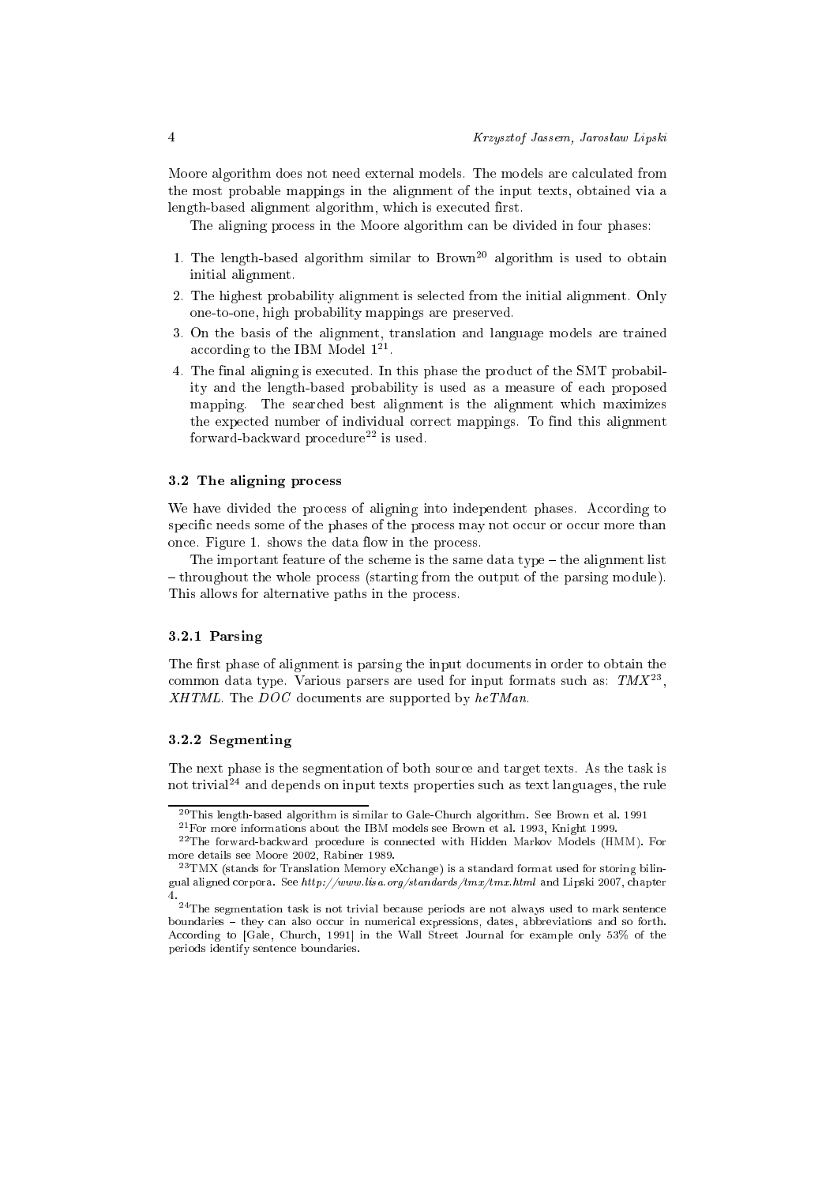Moore algorithm does not need external models. The models are calculated from the most probable mappings in the alignment of the input texts, obtained via a length-based alignment algorithm, which is executed first.

The aligning process in the Moore algorithm can be divided in four phases:

1. The length-based algorithm similar to Brown[20] algorithm is used to obtain initial alignment.
2. The highest probability alignment is selected from the initial alignment. Only one-to-one, high probability mappings are preserved.
3. On the basis of the alignment, translation and language models are trained according to the IBM Model 1[21].
4. The final aligning is executed. In this phase the product of the SMT probability and the length-based probability is used as a measure of each proposed mapping. The searched best alignment is the alignment which maximizes the expected number of individual correct mappings. To find this alignment forward-backward procedure[22] is used.

### 3.2 The aligning process

We have divided the process of aligning into independent phases. According to specific needs some of the phases of the process may not occur or occur more than once. Figure 1. shows the data flow in the process.

The important feature of the scheme is the same data type – the alignment list – throughout the whole process (starting from the output of the parsing module). This allows for alternative paths in the process.

#### 3.2.1 Parsing

The first phase of alignment is parsing the input documents in order to obtain the common data type. Various parsers are used for input formats such as: *TMX*[23], *XHTML*. The *DOC* documents are supported by *heTMan*.

#### 3.2.2 Segmenting

The next phase is the segmentation of both source and target texts. As the task is not trivial[24] and depends on input texts properties such as text languages, the rule

---

[20] This length-based algorithm is similar to Gale-Church algorithm. See Brown et al. 1991

[21] For more informations about the IBM models see Brown et al. 1993, Knight 1999.

[22] The forward-backward procedure is connected with Hidden Markov Models (HMM). For more details see Moore 2002, Rabiner 1989.

[23] TMX (stands for Translation Memory eXchange) is a standard format used for storing bilingual aligned corpora. See *http://www.lisa.org/standards/tmx/tmx.html* and Lipski 2007, chapter 4.

[24] The segmentation task is not trivial because periods are not always used to mark sentence boundaries – they can also occur in numerical expressions, dates, abbreviations and so forth. According to [Gale, Church, 1991] in the Wall Street Journal for example only 53% of the periods identify sentence boundaries.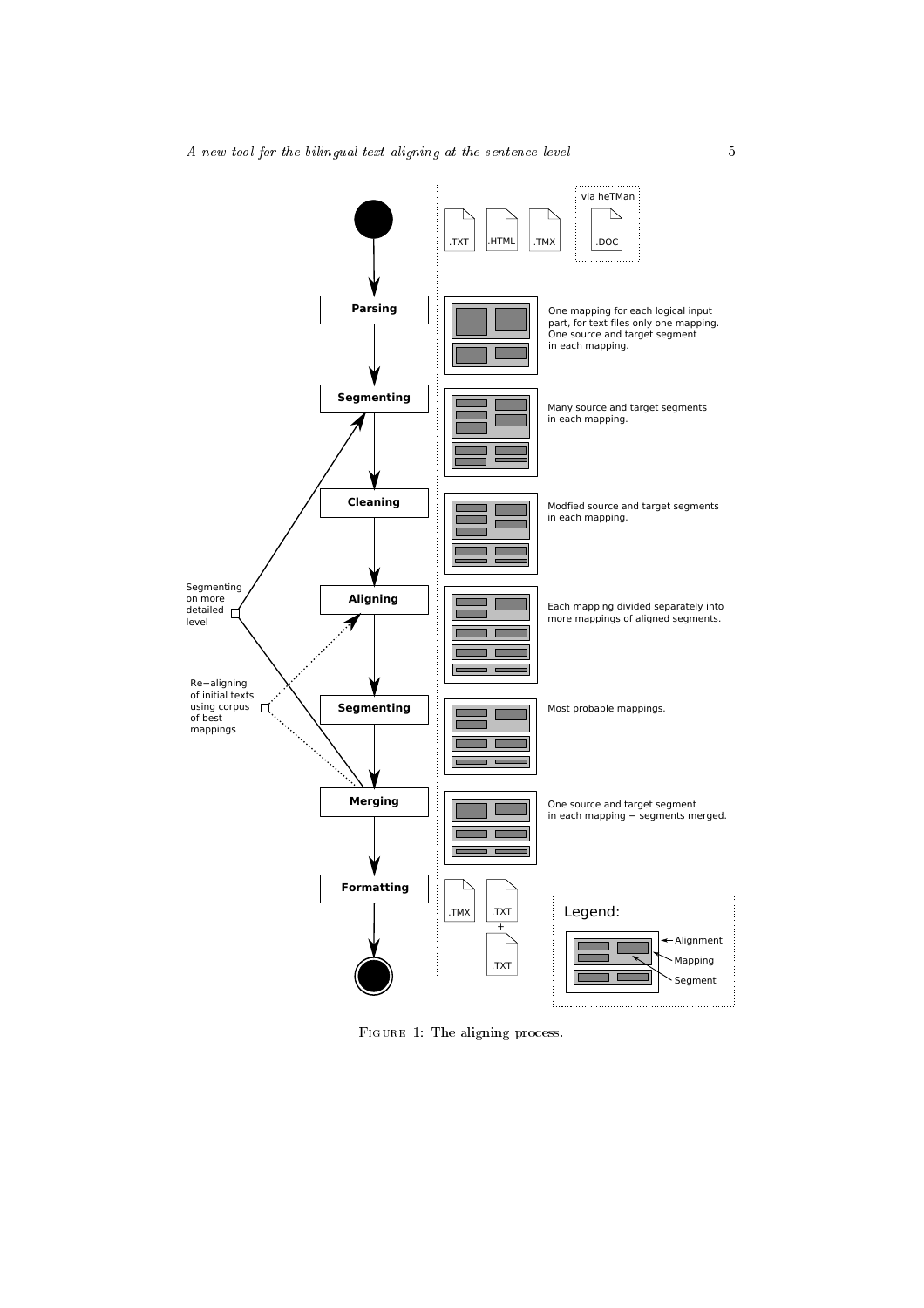Parsing — One mapping for each logical input part, for text files only one mapping. One source and target segment in each mapping.

Segmenting — Many source and target segments in each mapping.

Cleaning — Modfied source and target segments in each mapping.

Aligning — Each mapping divided separately into more mappings of aligned segments.

Segmenting — Most probable mappings.

Merging — One source and target segment in each mapping − segments merged.

Formatting

Input: .TXT, .HTML, .TMX, .DOC (via heTMan)

Output: .TMX, .TXT + .TXT

Segmenting on more detailed level

Re−aligning of initial texts using corpus of best mappings

Legend: Alignment, Mapping, Segment

FIGURE 1: The aligning process.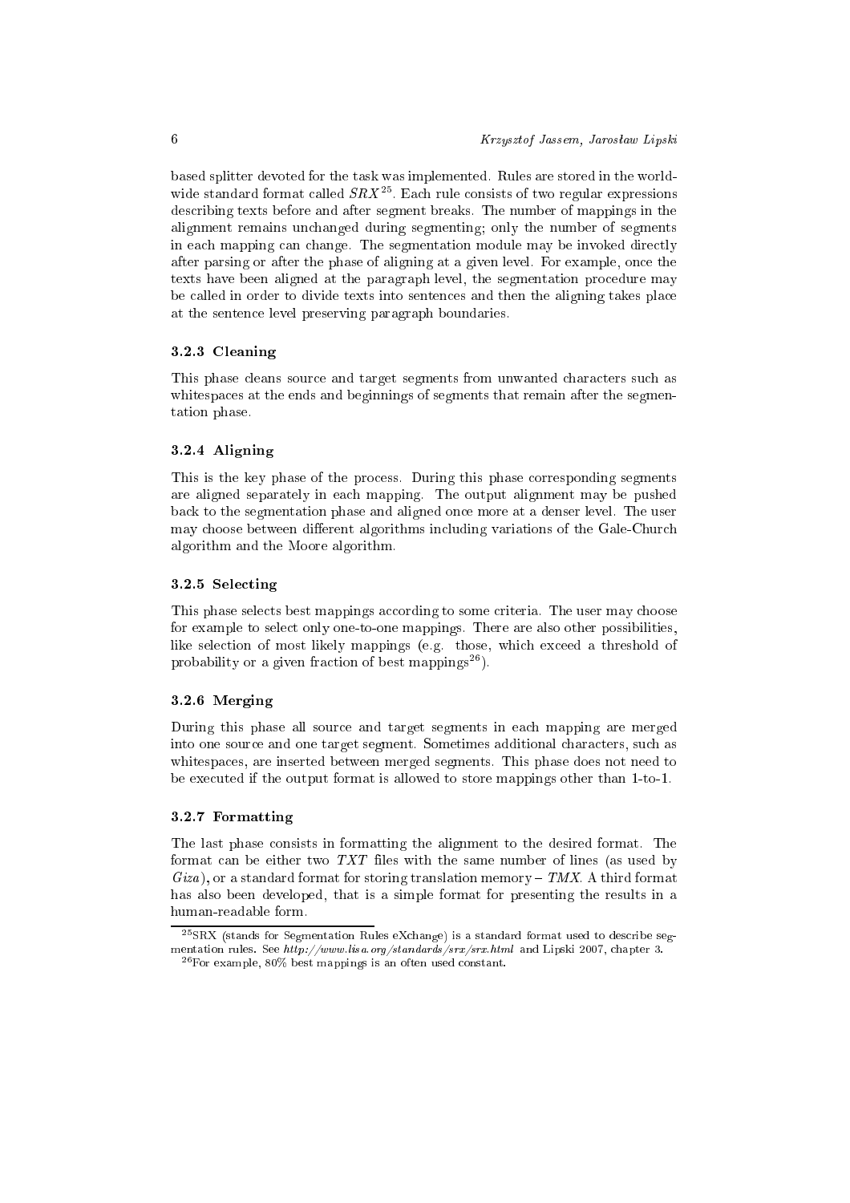based splitter devoted for the task was implemented. Rules are stored in the world-wide standard format called *SRX*[25]. Each rule consists of two regular expressions describing texts before and after segment breaks. The number of mappings in the alignment remains unchanged during segmenting; only the number of segments in each mapping can change. The segmentation module may be invoked directly after parsing or after the phase of aligning at a given level. For example, once the texts have been aligned at the paragraph level, the segmentation procedure may be called in order to divide texts into sentences and then the aligning takes place at the sentence level preserving paragraph boundaries.

### 3.2.3 Cleaning

This phase cleans source and target segments from unwanted characters such as whitespaces at the ends and beginnings of segments that remain after the segmentation phase.

### 3.2.4 Aligning

This is the key phase of the process. During this phase corresponding segments are aligned separately in each mapping. The output alignment may be pushed back to the segmentation phase and aligned once more at a denser level. The user may choose between different algorithms including variations of the Gale-Church algorithm and the Moore algorithm.

### 3.2.5 Selecting

This phase selects best mappings according to some criteria. The user may choose for example to select only one-to-one mappings. There are also other possibilities, like selection of most likely mappings (e.g. those, which exceed a threshold of probability or a given fraction of best mappings[26]).

### 3.2.6 Merging

During this phase all source and target segments in each mapping are merged into one source and one target segment. Sometimes additional characters, such as whitespaces, are inserted between merged segments. This phase does not need to be executed if the output format is allowed to store mappings other than 1-to-1.

### 3.2.7 Formatting

The last phase consists in formatting the alignment to the desired format. The format can be either two *TXT* files with the same number of lines (as used by *Giza*), or a standard format for storing translation memory – *TMX*. A third format has also been developed, that is a simple format for presenting the results in a human-readable form.

---

[25]SRX (stands for Segmentation Rules eXchange) is a standard format used to describe segmentation rules. See *http://www.lisa.org/standards/srx/srx.html* and Lipski 2007, chapter 3.

[26]For example, 80% best mappings is an often used constant.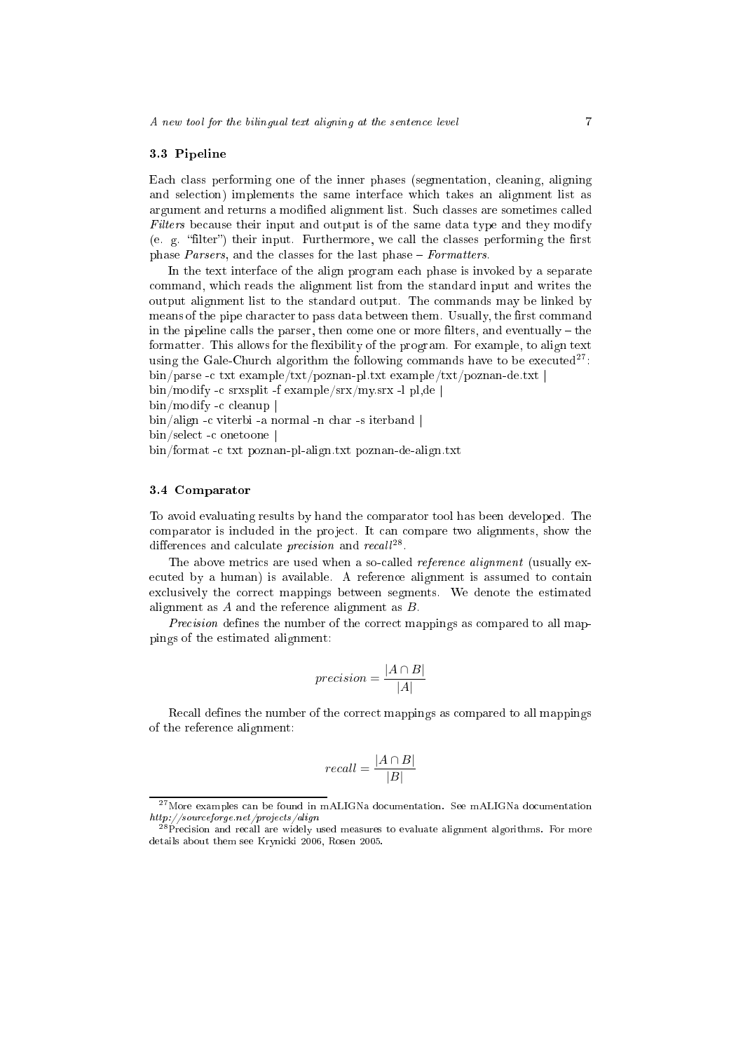### 3.3 Pipeline

Each class performing one of the inner phases (segmentation, cleaning, aligning and selection) implements the same interface which takes an alignment list as argument and returns a modified alignment list. Such classes are sometimes called *Filters* because their input and output is of the same data type and they modify (e. g. "filter") their input. Furthermore, we call the classes performing the first phase *Parsers*, and the classes for the last phase – *Formatters*.

In the text interface of the align program each phase is invoked by a separate command, which reads the alignment list from the standard input and writes the output alignment list to the standard output. The commands may be linked by means of the pipe character to pass data between them. Usually, the first command in the pipeline calls the parser, then come one or more filters, and eventually – the formatter. This allows for the flexibility of the program. For example, to align text using the Gale-Church algorithm the following commands have to be executed[27]:

```
bin/parse -c txt example/txt/poznan-pl.txt example/txt/poznan-de.txt |
bin/modify -c srxsplit -f example/srx/my.srx -l pl,de |
bin/modify -c cleanup |
bin/align -c viterbi -a normal -n char -s iterband |
bin/select -c onetoone |
bin/format -c txt poznan-pl-align.txt poznan-de-align.txt
```

### 3.4 Comparator

To avoid evaluating results by hand the comparator tool has been developed. The comparator is included in the project. It can compare two alignments, show the differences and calculate *precision* and *recall*[28].

The above metrics are used when a so-called *reference alignment* (usually executed by a human) is available. A reference alignment is assumed to contain exclusively the correct mappings between segments. We denote the estimated alignment as $A$ and the reference alignment as $B$.

*Precision* defines the number of the correct mappings as compared to all mappings of the estimated alignment:

$$precision = \frac{|A \cap B|}{|A|}$$

Recall defines the number of the correct mappings as compared to all mappings of the reference alignment:

$$recall = \frac{|A \cap B|}{|B|}$$

---

[27] More examples can be found in mALIGNa documentation. See mALIGNa documentation *http://sourceforge.net/projects/align*

[28] Precision and recall are widely used measures to evaluate alignment algorithms. For more details about them see Krynicki 2006, Rosen 2005.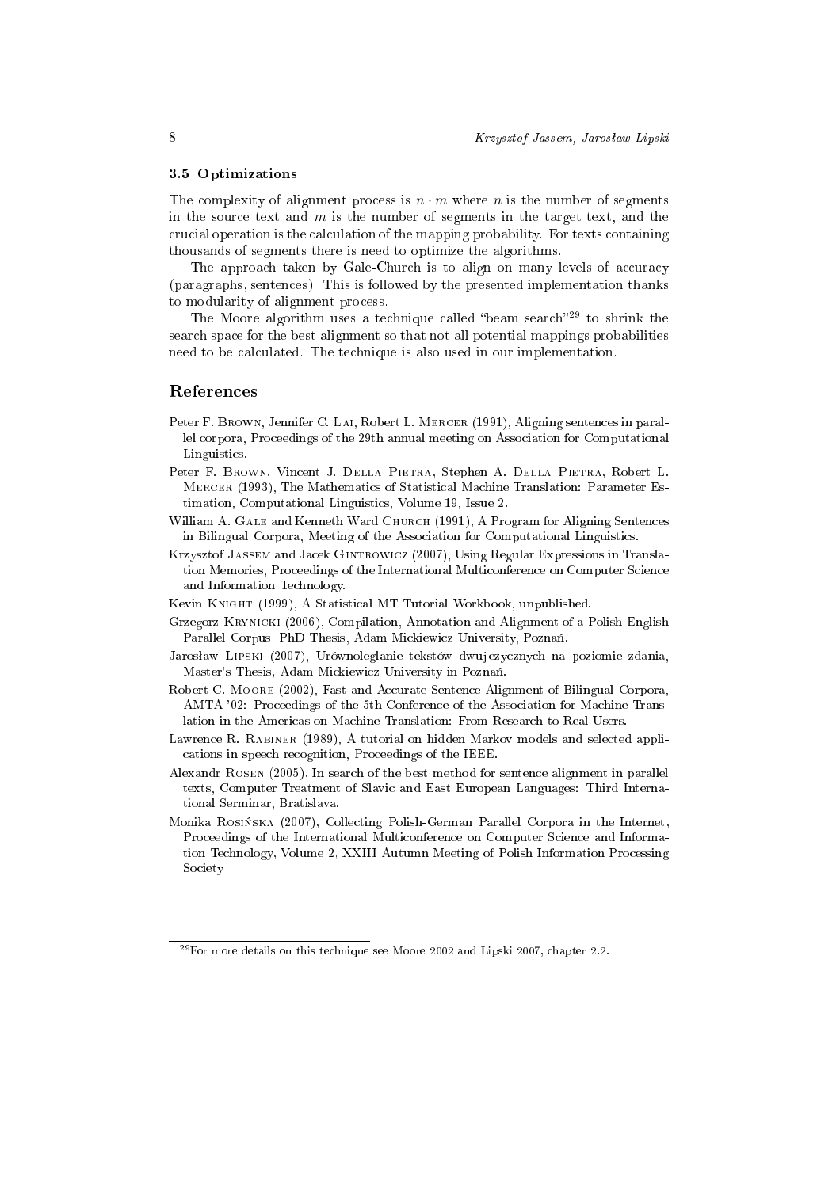### 3.5 Optimizations

The complexity of alignment process is $n \cdot m$ where $n$ is the number of segments in the source text and $m$ is the number of segments in the target text, and the crucial operation is the calculation of the mapping probability. For texts containing thousands of segments there is need to optimize the algorithms.

The approach taken by Gale-Church is to align on many levels of accuracy (paragraphs, sentences). This is followed by the presented implementation thanks to modularity of alignment process.

The Moore algorithm uses a technique called "beam search"[29] to shrink the search space for the best alignment so that not all potential mappings probabilities need to be calculated. The technique is also used in our implementation.

## References

Peter F. Brown, Jennifer C. Lai, Robert L. Mercer (1991), Aligning sentences in parallel corpora, Proceedings of the 29th annual meeting on Association for Computational Linguistics.

Peter F. Brown, Vincent J. Della Pietra, Stephen A. Della Pietra, Robert L. Mercer (1993), The Mathematics of Statistical Machine Translation: Parameter Estimation, Computational Linguistics, Volume 19, Issue 2.

William A. Gale and Kenneth Ward Church (1991), A Program for Aligning Sentences in Bilingual Corpora, Meeting of the Association for Computational Linguistics.

Krzysztof Jassem and Jacek Gintrowicz (2007), Using Regular Expressions in Translation Memories, Proceedings of the International Multiconference on Computer Science and Information Technology.

Kevin Knight (1999), A Statistical MT Tutorial Workbook, unpublished.

Grzegorz Krynicki (2006), Compilation, Annotation and Alignment of a Polish-English Parallel Corpus, PhD Thesis, Adam Mickiewicz University, Poznań.

Jarosław Lipski (2007), Urównoleglanie tekstów dwujezycznych na poziomie zdania, Master's Thesis, Adam Mickiewicz University in Poznań.

Robert C. Moore (2002), Fast and Accurate Sentence Alignment of Bilingual Corpora, AMTA '02: Proceedings of the 5th Conference of the Association for Machine Translation in the Americas on Machine Translation: From Research to Real Users.

Lawrence R. Rabiner (1989), A tutorial on hidden Markov models and selected applications in speech recognition, Proceedings of the IEEE.

Alexandr Rosen (2005), In search of the best method for sentence alignment in parallel texts, Computer Treatment of Slavic and East European Languages: Third International Serminar, Bratislava.

Monika Rosińska (2007), Collecting Polish-German Parallel Corpora in the Internet, Proceedings of the International Multiconference on Computer Science and Information Technology, Volume 2, XXIII Autumn Meeting of Polish Information Processing Society

[29] For more details on this technique see Moore 2002 and Lipski 2007, chapter 2.2.